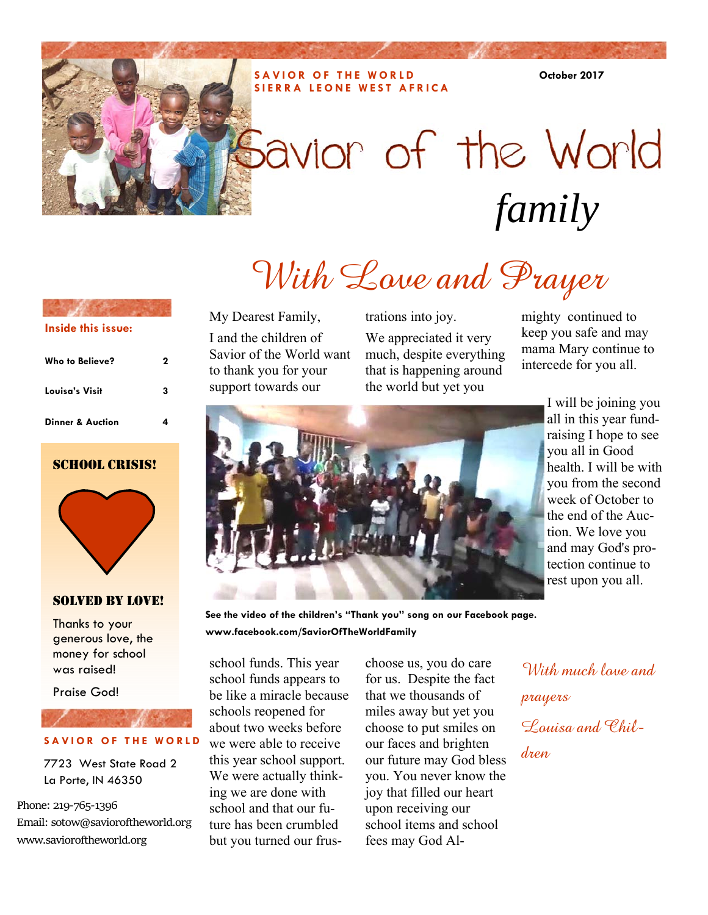SAVIOR OF THE WORLD
SIERRA LEONE WEST AFRICA

October 2017

# Savior of the World *family*

## With Love and Prayer

My Dearest Family,

I and the children of Savior of the World want to thank you for your support towards our school funds. This year school funds appears to be like a miracle because schools reopened for about two weeks before we were able to receive this year school support. We were actually thinking we are done with school and that our future has been crumbled but you turned our frustrations into joy.

We appreciated it very much, despite everything that is happening around the world but yet you choose us, you do care for us. Despite the fact that we thousands of miles away but yet you choose to put smiles on our faces and brighten our future may God bless you. You never know the joy that filled our heart upon receiving our school items and school fees may God Almighty continued to keep you safe and may mama Mary continue to intercede for you all.

I will be joining you all in this year fundraising I hope to see you all in Good health. I will be with you from the second week of October to the end of the Auction. We love you and may God's protection continue to rest upon you all.

*With much love and prayers*

*Louisa and Children*

**See the video of the children's "Thank you" song on our Facebook page. www.facebook.com/SaviorOfTheWorldFamily**

**Inside this issue:**

| | |
|---|---|
| **Who to Believe?** | **2** |
| **Louisa's Visit** | **3** |
| **Dinner & Auction** | **4** |

### SCHOOL CRISIS!

### SOLVED BY LOVE!

Thanks to your generous love, the money for school was raised!

Praise God!

**SAVIOR OF THE WORLD**

7723 West State Road 2
La Porte, IN 46350

Phone: 219-765-1396
Email: sotow@savioroftheworld.org
www.savioroftheworld.org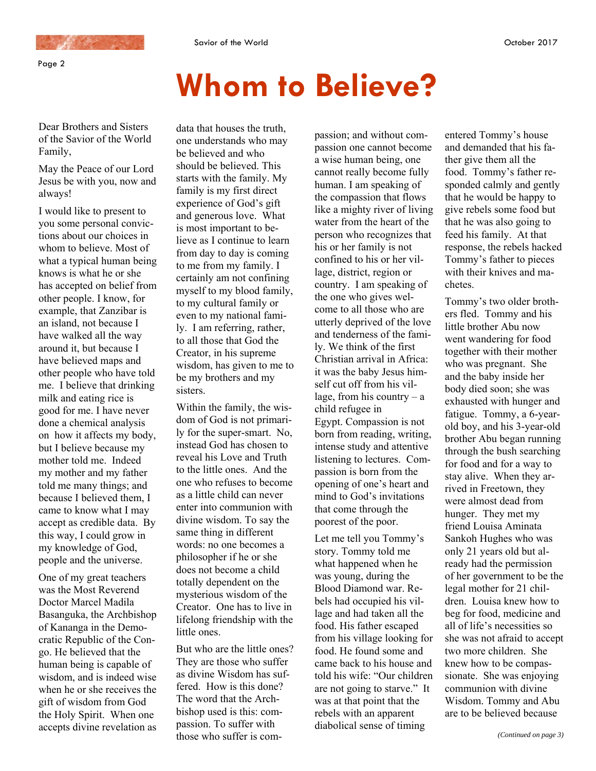# Whom to Believe?

Dear Brothers and Sisters of the Savior of the World Family,

May the Peace of our Lord Jesus be with you, now and always!

I would like to present to you some personal convictions about our choices in whom to believe. Most of what a typical human being knows is what he or she has accepted on belief from other people. I know, for example, that Zanzibar is an island, not because I have walked all the way around it, but because I have believed maps and other people who have told me. I believe that drinking milk and eating rice is good for me. I have never done a chemical analysis on how it affects my body, but I believe because my mother told me. Indeed my mother and my father told me many things; and because I believed them, I came to know what I may accept as credible data. By this way, I could grow in my knowledge of God, people and the universe.

One of my great teachers was the Most Reverend Doctor Marcel Madila Basanguka, the Archbishop of Kananga in the Democratic Republic of the Congo. He believed that the human being is capable of wisdom, and is indeed wise when he or she receives the gift of wisdom from God the Holy Spirit. When one accepts divine revelation as data that houses the truth, one understands who may be believed and who should be believed. This starts with the family. My family is my first direct experience of God's gift and generous love. What is most important to believe as I continue to learn from day to day is coming to me from my family. I certainly am not confining myself to my blood family, to my cultural family or even to my national family. I am referring, rather, to all those that God the Creator, in his supreme wisdom, has given to me to be my brothers and my sisters.

Within the family, the wisdom of God is not primarily for the super-smart. No, instead God has chosen to reveal his Love and Truth to the little ones. And the one who refuses to become as a little child can never enter into communion with divine wisdom. To say the same thing in different words: no one becomes a philosopher if he or she does not become a child totally dependent on the mysterious wisdom of the Creator. One has to live in lifelong friendship with the little ones.

But who are the little ones? They are those who suffer as divine Wisdom has suffered. How is this done? The word that the Archbishop used is this: compassion. To suffer with those who suffer is compassion; and without compassion one cannot become a wise human being, one cannot really become fully human. I am speaking of the compassion that flows like a mighty river of living water from the heart of the person who recognizes that his or her family is not confined to his or her village, district, region or country. I am speaking of the one who gives welcome to all those who are utterly deprived of the love and tenderness of the family. We think of the first Christian arrival in Africa: it was the baby Jesus himself cut off from his village, from his country – a child refugee in Egypt. Compassion is not born from reading, writing, intense study and attentive listening to lectures. Compassion is born from the opening of one's heart and mind to God's invitations that come through the poorest of the poor.

Let me tell you Tommy's story. Tommy told me what happened when he was young, during the Blood Diamond war. Rebels had occupied his village and had taken all the food. His father escaped from his village looking for food. He found some and came back to his house and told his wife: "Our children are not going to starve." It was at that point that the rebels with an apparent diabolical sense of timing entered Tommy's house and demanded that his father give them all the food. Tommy's father responded calmly and gently that he would be happy to give rebels some food but that he was also going to feed his family. At that response, the rebels hacked Tommy's father to pieces with their knives and machetes.

Tommy's two older brothers fled. Tommy and his little brother Abu now went wandering for food together with their mother who was pregnant. She and the baby inside her body died soon; she was exhausted with hunger and fatigue. Tommy, a 6-year-old boy, and his 3-year-old brother Abu began running through the bush searching for food and for a way to stay alive. When they arrived in Freetown, they were almost dead from hunger. They met my friend Louisa Aminata Sankoh Hughes who was only 21 years old but already had the permission of her government to be the legal mother for 21 children. Louisa knew how to beg for food, medicine and all of life's necessities so she was not afraid to accept two more children. She knew how to be compassionate. She was enjoying communion with divine Wisdom. Tommy and Abu are to be believed because

*(Continued on page 3)*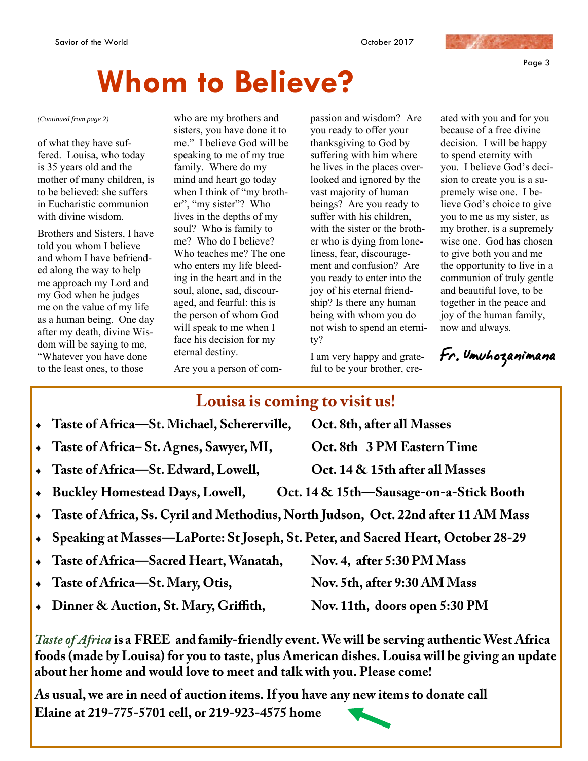# Whom to Believe?

*(Continued from page 2)*

of what they have suffered. Louisa, who today is 35 years old and the mother of many children, is to be believed: she suffers in Eucharistic communion with divine wisdom.

Brothers and Sisters, I have told you whom I believe and whom I have befriended along the way to help me approach my Lord and my God when he judges me on the value of my life as a human being. One day after my death, divine Wisdom will be saying to me, "Whatever you have done to the least ones, to those who are my brothers and sisters, you have done it to me." I believe God will be speaking to me of my true family. Where do my mind and heart go today when I think of "my brother", "my sister"? Who lives in the depths of my soul? Who is family to me? Who do I believe? Who teaches me? The one who enters my life bleeding in the heart and in the soul, alone, sad, discouraged, and fearful: this is the person of whom God will speak to me when I face his decision for my eternal destiny.

Are you a person of compassion and wisdom? Are you ready to offer your thanksgiving to God by suffering with him where he lives in the places overlooked and ignored by the vast majority of human beings? Are you ready to suffer with his children, with the sister or the brother who is dying from loneliness, fear, discouragement and confusion? Are you ready to enter into the joy of his eternal friendship? Is there any human being with whom you do not wish to spend an eternity?

I am very happy and grateful to be your brother, created with you and for you because of a free divine decision. I will be happy to spend eternity with you. I believe God's decision to create you is a supremely wise one. I believe God's choice to give you to me as my sister, as my brother, is a supremely wise one. God has chosen to give both you and me the opportunity to live in a communion of truly gentle and beautiful love, to be together in the peace and joy of the human family, now and always.

*Fr. Umuhozanimana*

## Louisa is coming to visit us!

- **Taste of Africa—St. Michael, Schererville, Oct. 8th, after all Masses**
- **Taste of Africa– St. Agnes, Sawyer, MI, Oct. 8th 3 PM Eastern Time**
- **Taste of Africa—St. Edward, Lowell, Oct. 14 & 15th after all Masses**
- **Buckley Homestead Days, Lowell, Oct. 14 & 15th—Sausage-on-a-Stick Booth**
- **Taste of Africa, Ss. Cyril and Methodius, North Judson, Oct. 22nd after 11 AM Mass**
- **Speaking at Masses—LaPorte: St Joseph, St. Peter, and Sacred Heart, October 28-29**
- **Taste of Africa—Sacred Heart, Wanatah, Nov. 4, after 5:30 PM Mass**
- **Taste of Africa—St. Mary, Otis, Nov. 5th, after 9:30 AM Mass**
- **Dinner & Auction, St. Mary, Griffith, Nov. 11th, doors open 5:30 PM**

***Taste of Africa*** **is a FREE and family-friendly event. We will be serving authentic West Africa foods (made by Louisa) for you to taste, plus American dishes. Louisa will be giving an update about her home and would love to meet and talk with you. Please come!**

**As usual, we are in need of auction items. If you have any new items to donate call Elaine at 219-775-5701 cell, or 219-923-4575 home**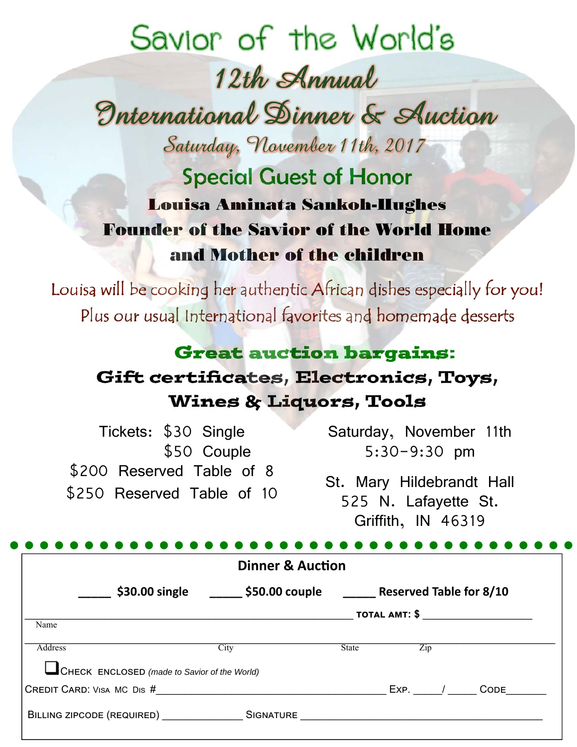# Savior of the World's

## 12th Annual

## International Dinner & Auction

*Saturday, November 11th, 2017*

### Special Guest of Honor

**Louisa Aminata Sankoh-Hughes**
**Founder of the Savior of the World Home**
**and Mother of the children**

Louisa will be cooking her authentic African dishes especially for you!
Plus our usual International favorites and homemade desserts

### Great auction bargains:

**Gift certificates, Electronics, Toys, Wines & Liquors, Tools**

Tickets: $30 Single
$50 Couple
$200 Reserved Table of 8
$250 Reserved Table of 10

Saturday, November 11th
5:30-9:30 pm

St. Mary Hildebrandt Hall
525 N. Lafayette St.
Griffith, IN 46319

---

**Dinner & Auction**

_____ **$30.00 single** _____ **$50.00 couple** _____ **Reserved Table for 8/10**

_______________________________________________ **TOTAL AMT: $** _______________
Name

_______________________________________________________________________________
Address City State Zip

☐ CHECK ENCLOSED *(made to Savior of the World)*

CREDIT CARD: VISA MC DIS #_________________________________ EXP. _____/ _____ CODE_______

BILLING ZIPCODE (REQUIRED) _____________ SIGNATURE _________________________________